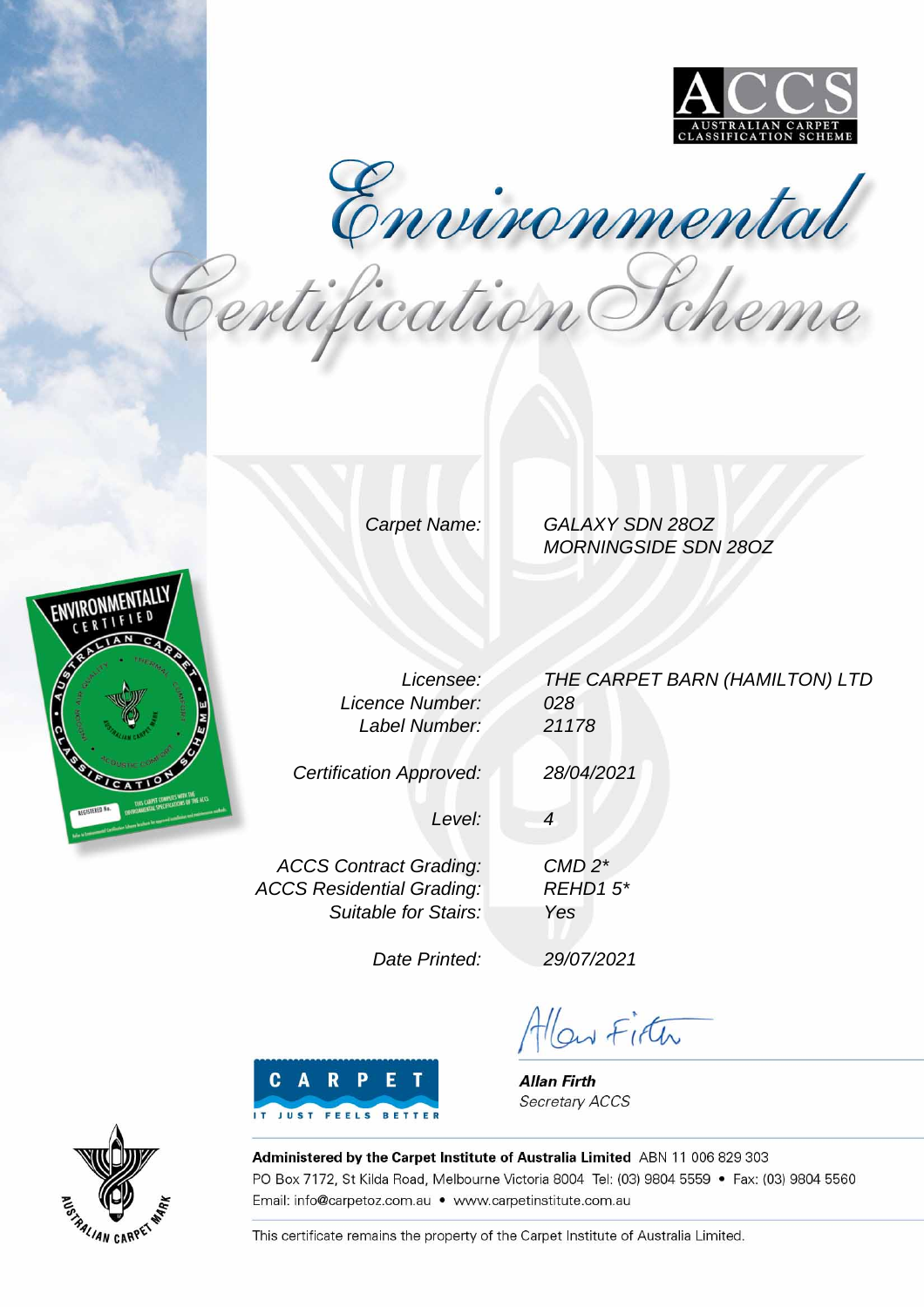# ACCS

AUSTRALIAN CARPET CLASSIFICATION SCHEME

# Environmental Certification Scheme

| | |
|---|---|
| *Carpet Name:* | *GALAXY SDN 28OZ*<br>*MORNINGSIDE SDN 28OZ* |
| *Licensee:* | *THE CARPET BARN (HAMILTON) LTD* |
| *Licence Number:* | *028* |
| *Label Number:* | *21178* |
| *Certification Approved:* | *28/04/2021* |
| *Level:* | *4* |
| *ACCS Contract Grading:* | *CMD 2** |
| *ACCS Residential Grading:* | *REHD1 5** |
| *Suitable for Stairs:* | *Yes* |
| *Date Printed:* | *29/07/2021* |

***Allan Firth***
*Secretary ACCS*

CARPET
IT JUST FEELS BETTER

**Administered by the Carpet Institute of Australia Limited** ABN 11 006 829 303
PO Box 7172, St Kilda Road, Melbourne Victoria 8004 Tel: (03) 9804 5559 • Fax: (03) 9804 5560
Email: info@carpetoz.com.au • www.carpetinstitute.com.au

This certificate remains the property of the Carpet Institute of Australia Limited.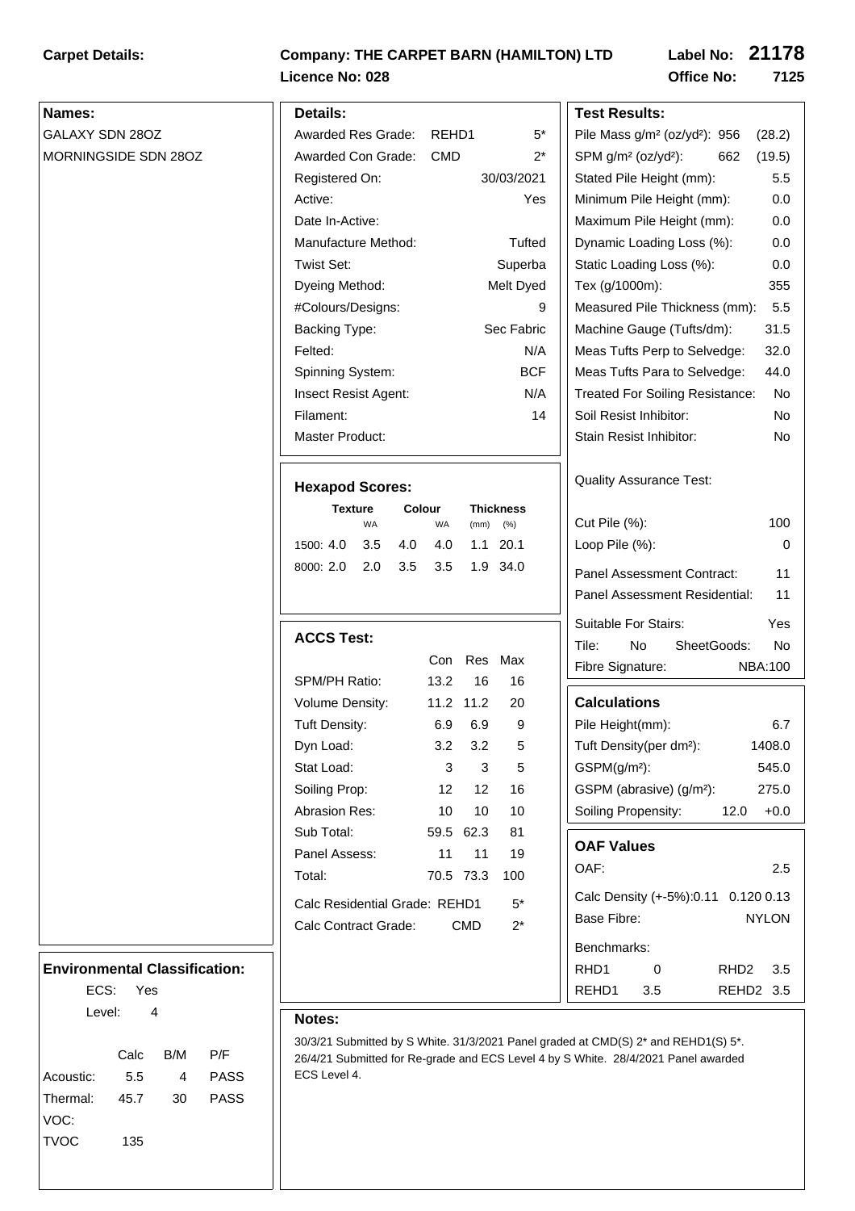**Carpet Details:**

**Company: THE CARPET BARN (HAMILTON) LTD**
**Licence No: 028**

**Label No: 21178**
**Office No: 7125**

## Names:

GALAXY SDN 28OZ
MORNINGSIDE SDN 28OZ

## Details:

| | | |
|---|---|---|
| Awarded Res Grade: | REHD1 | 5* |
| Awarded Con Grade: | CMD | 2* |
| Registered On: | | 30/03/2021 |
| Active: | | Yes |
| Date In-Active: | | |
| Manufacture Method: | | Tufted |
| Twist Set: | | Superba |
| Dyeing Method: | | Melt Dyed |
| #Colours/Designs: | | 9 |
| Backing Type: | | Sec Fabric |
| Felted: | | N/A |
| Spinning System: | | BCF |
| Insect Resist Agent: | | N/A |
| Filament: | | 14 |
| Master Product: | | |

## Test Results:

| | | |
|---|---|---|
| Pile Mass g/m² (oz/yd²): | 956 | (28.2) |
| SPM g/m² (oz/yd²): | 662 | (19.5) |
| Stated Pile Height (mm): | | 5.5 |
| Minimum Pile Height (mm): | | 0.0 |
| Maximum Pile Height (mm): | | 0.0 |
| Dynamic Loading Loss (%): | | 0.0 |
| Static Loading Loss (%): | | 0.0 |
| Tex (g/1000m): | | 355 |
| Measured Pile Thickness (mm): | | 5.5 |
| Machine Gauge (Tufts/dm): | | 31.5 |
| Meas Tufts Perp to Selvedge: | | 32.0 |
| Meas Tufts Para to Selvedge: | | 44.0 |
| Treated For Soiling Resistance: | | No |
| Soil Resist Inhibitor: | | No |
| Stain Resist Inhibitor: | | No |

Quality Assurance Test:

| | |
|---|---|
| Cut Pile (%): | 100 |
| Loop Pile (%): | 0 |
| Panel Assessment Contract: | 11 |
| Panel Assessment Residential: | 11 |
| Suitable For Stairs: | Yes |
| Tile: No | SheetGoods: No |
| Fibre Signature: | NBA:100 |

## Hexapod Scores:

| | Texture | Texture WA | Colour | Colour WA | Thickness (mm) | Thickness (%) |
|---|---|---|---|---|---|---|
| 1500: | 4.0 | 3.5 | 4.0 | 4.0 | 1.1 | 20.1 |
| 8000: | 2.0 | 2.0 | 3.5 | 3.5 | 1.9 | 34.0 |

## ACCS Test:

| | Con | Res | Max |
|---|---|---|---|
| SPM/PH Ratio: | 13.2 | 16 | 16 |
| Volume Density: | 11.2 | 11.2 | 20 |
| Tuft Density: | 6.9 | 6.9 | 9 |
| Dyn Load: | 3.2 | 3.2 | 5 |
| Stat Load: | 3 | 3 | 5 |
| Soiling Prop: | 12 | 12 | 16 |
| Abrasion Res: | 10 | 10 | 10 |
| Sub Total: | 59.5 | 62.3 | 81 |
| Panel Assess: | 11 | 11 | 19 |
| Total: | 70.5 | 73.3 | 100 |

| | | |
|---|---|---|
| Calc Residential Grade: | REHD1 | 5* |
| Calc Contract Grade: | CMD | 2* |

## Calculations

| | | |
|---|---|---|
| Pile Height(mm): | | 6.7 |
| Tuft Density(per dm²): | | 1408.0 |
| GSPM(g/m²): | | 545.0 |
| GSPM (abrasive) (g/m²): | | 275.0 |
| Soiling Propensity: | 12.0 | +0.0 |

## OAF Values

| | | |
|---|---|---|
| OAF: | | 2.5 |
| Calc Density (+-5%): | 0.11 | 0.120 0.13 |
| Base Fibre: | | NYLON |

Benchmarks:

| | | | |
|---|---|---|---|
| RHD1 | 0 | RHD2 | 3.5 |
| REHD1 | 3.5 | REHD2 | 3.5 |

## Environmental Classification:

ECS: Yes
Level: 4

| | Calc | B/M | P/F |
|---|---|---|---|
| Acoustic: | 5.5 | 4 | PASS |
| Thermal: | 45.7 | 30 | PASS |
| VOC: | | | |
| TVOC | 135 | | |

## Notes:

30/3/21 Submitted by S White. 31/3/2021 Panel graded at CMD(S) 2* and REHD1(S) 5*. 26/4/21 Submitted for Re-grade and ECS Level 4 by S White. 28/4/2021 Panel awarded ECS Level 4.